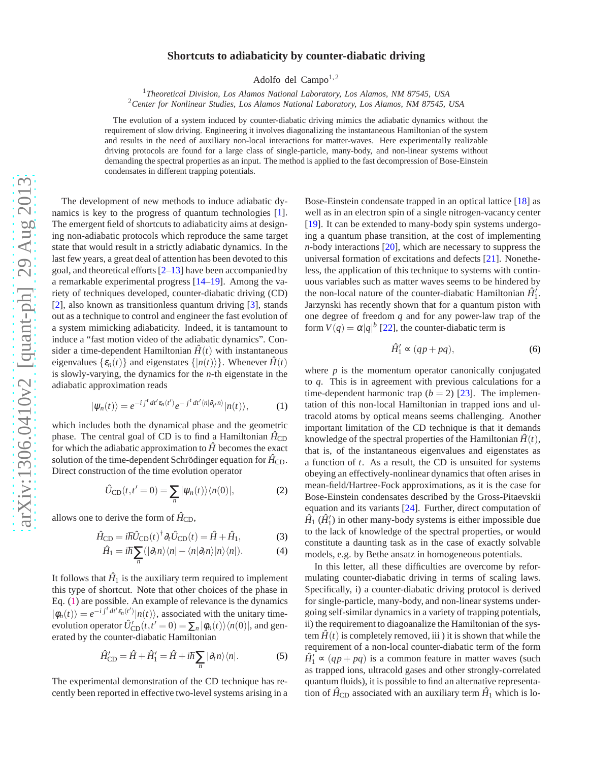# Shortcuts to adiabaticity by counter-diabatic driving

Adolfo del Campo[1,2]

[1] *Theoretical Division, Los Alamos National Laboratory, Los Alamos, NM 87545, USA*
[2] *Center for Nonlinear Studies, Los Alamos National Laboratory, Los Alamos, NM 87545, USA*

The evolution of a system induced by counter-diabatic driving mimics the adiabatic dynamics without the requirement of slow driving. Engineering it involves diagonalizing the instantaneous Hamiltonian of the system and results in the need of auxiliary non-local interactions for matter-waves. Here experimentally realizable driving protocols are found for a large class of single-particle, many-body, and non-linear systems without demanding the spectral properties as an input. The method is applied to the fast decompression of Bose-Einstein condensates in different trapping potentials.

The development of new methods to induce adiabatic dynamics is key to the progress of quantum technologies [1]. The emergent field of shortcuts to adiabaticity aims at designing non-adiabatic protocols which reproduce the same target state that would result in a strictly adiabatic dynamics. In the last few years, a great deal of attention has been devoted to this goal, and theoretical efforts [2–13] have been accompanied by a remarkable experimental progress [14–19]. Among the variety of techniques developed, counter-diabatic driving (CD) [2], also known as transitionless quantum driving [3], stands out as a technique to control and engineer the fast evolution of a system mimicking adiabaticity. Indeed, it is tantamount to induce a "fast motion video of the adiabatic dynamics". Consider a time-dependent Hamiltonian $\hat{H}(t)$ with instantaneous eigenvalues $\{\varepsilon_n(t)\}$ and eigenstates $\{|n(t)\rangle\}$. Whenever $\hat{H}(t)$ is slowly-varying, the dynamics for the $n$-th eigenstate in the adiabatic approximation reads

$$|\psi_n(t)\rangle = e^{-i\int^t dt'\varepsilon_n(t')} e^{-\int^t dt'\langle n|\partial_{t'}n\rangle}|n(t)\rangle, \tag{1}$$

which includes both the dynamical phase and the geometric phase. The central goal of CD is to find a Hamiltonian $\hat{H}_{\rm CD}$ for which the adiabatic approximation to $\hat{H}$ becomes the exact solution of the time-dependent Schrödinger equation for $\hat{H}_{\rm CD}$. Direct construction of the time evolution operator

$$\hat{U}_{\rm CD}(t,t'=0) = \sum_n |\psi_n(t)\rangle\langle n(0)|, \tag{2}$$

allows one to derive the form of $\hat{H}_{\rm CD}$,

$$\hat{H}_{\rm CD} = i\hbar \hat{U}_{\rm CD}(t)^\dagger \partial_t \hat{U}_{\rm CD}(t) = \hat{H} + \hat{H}_1, \tag{3}$$

$$\hat{H}_1 = i\hbar\sum_n (|\partial_t n\rangle\langle n| - \langle n|\partial_t n\rangle|n\rangle\langle n|). \tag{4}$$

It follows that $\hat{H}_1$ is the auxiliary term required to implement this type of shortcut. Note that other choices of the phase in Eq. (1) are possible. An example of relevance is the dynamics $|\phi_n(t)\rangle = e^{-i\int^t dt'\varepsilon_n(t')}|n(t)\rangle$, associated with the unitary time-evolution operator $\hat{U}'_{\rm CD}(t,t'=0) = \sum_n |\phi_n(t)\rangle\langle n(0)|$, and generated by the counter-diabatic Hamiltonian

$$\hat{H}'_{\rm CD} = \hat{H} + \hat{H}'_1 = \hat{H} + i\hbar\sum_n |\partial_t n\rangle\langle n|. \tag{5}$$

The experimental demonstration of the CD technique has recently been reported in effective two-level systems arising in a Bose-Einstein condensate trapped in an optical lattice [18] as well as in an electron spin of a single nitrogen-vacancy center [19]. It can be extended to many-body spin systems undergoing a quantum phase transition, at the cost of implementing $n$-body interactions [20], which are necessary to suppress the universal formation of excitations and defects [21]. Nonetheless, the application of this technique to systems with continuous variables such as matter waves seems to be hindered by the non-local nature of the counter-diabatic Hamiltonian $\hat{H}'_1$. Jarzynski has recently shown that for a quantum piston with one degree of freedom $q$ and for any power-law trap of the form $V(q) = \alpha|q|^b$ [22], the counter-diabatic term is

$$\hat{H}'_1 \propto (qp + pq), \tag{6}$$

where $p$ is the momentum operator canonically conjugated to $q$. This is in agreement with previous calculations for a time-dependent harmonic trap ($b = 2$) [23]. The implementation of this non-local Hamiltonian in trapped ions and ultracold atoms by optical means seems challenging. Another important limitation of the CD technique is that it demands knowledge of the spectral properties of the Hamiltonian $\hat{H}(t)$, that is, of the instantaneous eigenvalues and eigenstates as a function of $t$. As a result, the CD is unsuited for systems obeying an effectively-nonlinear dynamics that often arises in mean-field/Hartree-Fock approximations, as it is the case for Bose-Einstein condensates described by the Gross-Pitaevskii equation and its variants [24]. Further, direct computation of $\hat{H}_1$ ($\hat{H}'_1$) in other many-body systems is either impossible due to the lack of knowledge of the spectral properties, or would constitute a daunting task as in the case of exactly solvable models, e.g. by Bethe ansatz in homogeneous potentials.

In this letter, all these difficulties are overcome by reformulating counter-diabatic driving in terms of scaling laws. Specifically, i) a counter-diabatic driving protocol is derived for single-particle, many-body, and non-linear systems undergoing self-similar dynamics in a variety of trapping potentials, ii) the requirement to diagoanalize the Hamiltonian of the system $\hat{H}(t)$ is completely removed, iii ) it is shown that while the requirement of a non-local counter-diabatic term of the form $\hat{H}'_1 \propto (qp + pq)$ is a common feature in matter waves (such as trapped ions, ultracold gases and other strongly-correlated quantum fluids), it is possible to find an alternative representation of $\hat{H}_{\rm CD}$ associated with an auxiliary term $\hat{H}_1$ which is lo-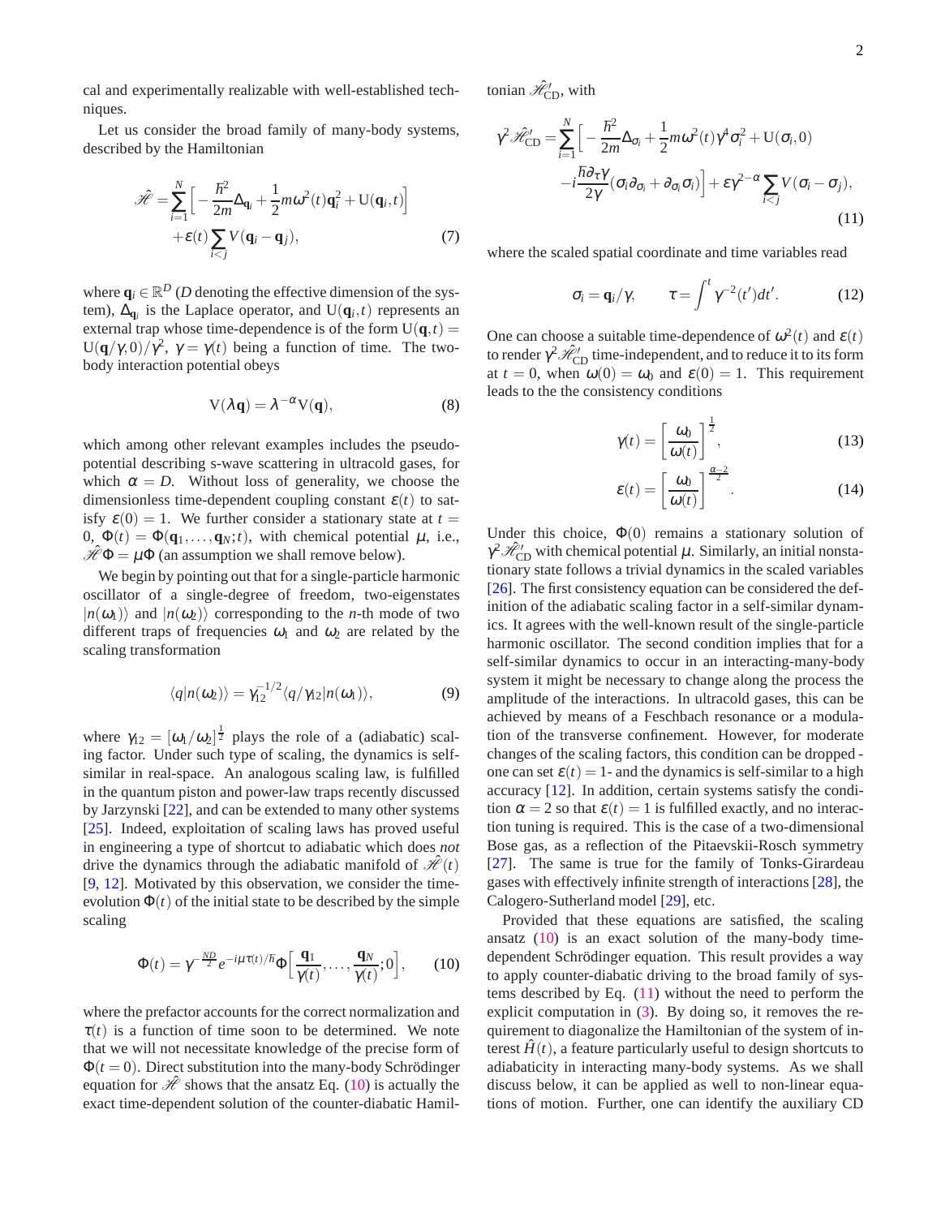cal and experimentally realizable with well-established techniques.

Let us consider the broad family of many-body systems, described by the Hamiltonian

$$\hat{\mathscr{H}} = \sum_{i=1}^{N}\Big[-\frac{\hbar^2}{2m}\Delta_{\mathbf{q}_i} + \frac{1}{2}m\omega^2(t)\mathbf{q}_i^2 + \mathrm{U}(\mathbf{q}_i,t)\Big] + \varepsilon(t)\sum_{i<j}V(\mathbf{q}_i - \mathbf{q}_j), \tag{7}$$

where $\mathbf{q}_i \in \mathbb{R}^D$ ($D$ denoting the effective dimension of the system), $\Delta_{\mathbf{q}_i}$ is the Laplace operator, and $\mathrm{U}(\mathbf{q}_i,t)$ represents an external trap whose time-dependence is of the form $\mathrm{U}(\mathbf{q},t) = \mathrm{U}(\mathbf{q}/\gamma,0)/\gamma^2$, $\gamma = \gamma(t)$ being a function of time. The two-body interaction potential obeys

$$\mathrm{V}(\lambda\mathbf{q}) = \lambda^{-\alpha}\mathrm{V}(\mathbf{q}), \tag{8}$$

which among other relevant examples includes the pseudo-potential describing s-wave scattering in ultracold gases, for which $\alpha = D$. Without loss of generality, we choose the dimensionless time-dependent coupling constant $\varepsilon(t)$ to satisfy $\varepsilon(0) = 1$. We further consider a stationary state at $t = 0$, $\Phi(t) = \Phi(\mathbf{q}_1,\dots,\mathbf{q}_N;t)$, with chemical potential $\mu$, i.e., $\hat{\mathscr{H}}\Phi = \mu\Phi$ (an assumption we shall remove below).

We begin by pointing out that for a single-particle harmonic oscillator of a single-degree of freedom, two-eigenstates $|n(\omega_1)\rangle$ and $|n(\omega_2)\rangle$ corresponding to the $n$-th mode of two different traps of frequencies $\omega_1$ and $\omega_2$ are related by the scaling transformation

$$\langle q|n(\omega_2)\rangle = \gamma_{12}^{-1/2}\langle q/\gamma_{12}|n(\omega_1)\rangle, \tag{9}$$

where $\gamma_{12} = [\omega_1/\omega_2]^{\frac{1}{2}}$ plays the role of a (adiabatic) scaling factor. Under such type of scaling, the dynamics is self-similar in real-space. An analogous scaling law, is fulfilled in the quantum piston and power-law traps recently discussed by Jarzynski [22], and can be extended to many other systems [25]. Indeed, exploitation of scaling laws has proved useful in engineering a type of shortcut to adiabatic which does *not* drive the dynamics through the adiabatic manifold of $\hat{\mathscr{H}}(t)$ [9, 12]. Motivated by this observation, we consider the time-evolution $\Phi(t)$ of the initial state to be described by the simple scaling

$$\Phi(t) = \gamma^{-\frac{ND}{2}}e^{-i\mu\tau(t)/\hbar}\Phi\Big[\frac{\mathbf{q}_1}{\gamma(t)},\dots,\frac{\mathbf{q}_N}{\gamma(t)};0\Big], \tag{10}$$

where the prefactor accounts for the correct normalization and $\tau(t)$ is a function of time soon to be determined. We note that we will not necessitate knowledge of the precise form of $\Phi(t=0)$. Direct substitution into the many-body Schrödinger equation for $\hat{\mathscr{H}}$ shows that the ansatz Eq. (10) is actually the exact time-dependent solution of the counter-diabatic Hamiltonian $\hat{\mathscr{H}}_{\rm CD}'$, with

$$\gamma^2\hat{\mathscr{H}}_{\rm CD}' = \sum_{i=1}^{N}\Big[-\frac{\hbar^2}{2m}\Delta_{\sigma_i} + \frac{1}{2}m\omega^2(t)\gamma^4\sigma_i^2 + \mathrm{U}(\sigma_i,0) - i\frac{\hbar\partial_\tau\gamma}{2\gamma}(\sigma_i\partial_{\sigma_i} + \partial_{\sigma_i}\sigma_i)\Big] + \varepsilon\gamma^{2-\alpha}\sum_{i<j}V(\sigma_i - \sigma_j), \tag{11}$$

where the scaled spatial coordinate and time variables read

$$\sigma_i = \mathbf{q}_i/\gamma, \qquad \tau = \int^t \gamma^{-2}(t')dt'. \tag{12}$$

One can choose a suitable time-dependence of $\omega^2(t)$ and $\varepsilon(t)$ to render $\gamma^2\hat{\mathscr{H}}_{\rm CD}'$ time-independent, and to reduce it to its form at $t = 0$, when $\omega(0) = \omega_0$ and $\varepsilon(0) = 1$. This requirement leads to the the consistency conditions

$$\gamma(t) = \Big[\frac{\omega_0}{\omega(t)}\Big]^{\frac{1}{2}}, \tag{13}$$

$$\varepsilon(t) = \Big[\frac{\omega_0}{\omega(t)}\Big]^{\frac{\alpha-2}{2}}. \tag{14}$$

Under this choice, $\Phi(0)$ remains a stationary solution of $\gamma^2\hat{\mathscr{H}}_{\rm CD}'$ with chemical potential $\mu$. Similarly, an initial nonstationary state follows a trivial dynamics in the scaled variables [26]. The first consistency equation can be considered the definition of the adiabatic scaling factor in a self-similar dynamics. It agrees with the well-known result of the single-particle harmonic oscillator. The second condition implies that for a self-similar dynamics to occur in an interacting-many-body system it might be necessary to change along the process the amplitude of the interactions. In ultracold gases, this can be achieved by means of a Feschbach resonance or a modulation of the transverse confinement. However, for moderate changes of the scaling factors, this condition can be dropped - one can set $\varepsilon(t) = 1$- and the dynamics is self-similar to a high accuracy [12]. In addition, certain systems satisfy the condition $\alpha = 2$ so that $\varepsilon(t) = 1$ is fulfilled exactly, and no interaction tuning is required. This is the case of a two-dimensional Bose gas, as a reflection of the Pitaevskii-Rosch symmetry [27]. The same is true for the family of Tonks-Girardeau gases with effectively infinite strength of interactions [28], the Calogero-Sutherland model [29], etc.

Provided that these equations are satisfied, the scaling ansatz (10) is an exact solution of the many-body time-dependent Schrödinger equation. This result provides a way to apply counter-diabatic driving to the broad family of systems described by Eq. (11) without the need to perform the explicit computation in (3). By doing so, it removes the requirement to diagonalize the Hamiltonian of the system of interest $\hat{H}(t)$, a feature particularly useful to design shortcuts to adiabaticity in interacting many-body systems. As we shall discuss below, it can be applied as well to non-linear equations of motion. Further, one can identify the auxiliary CD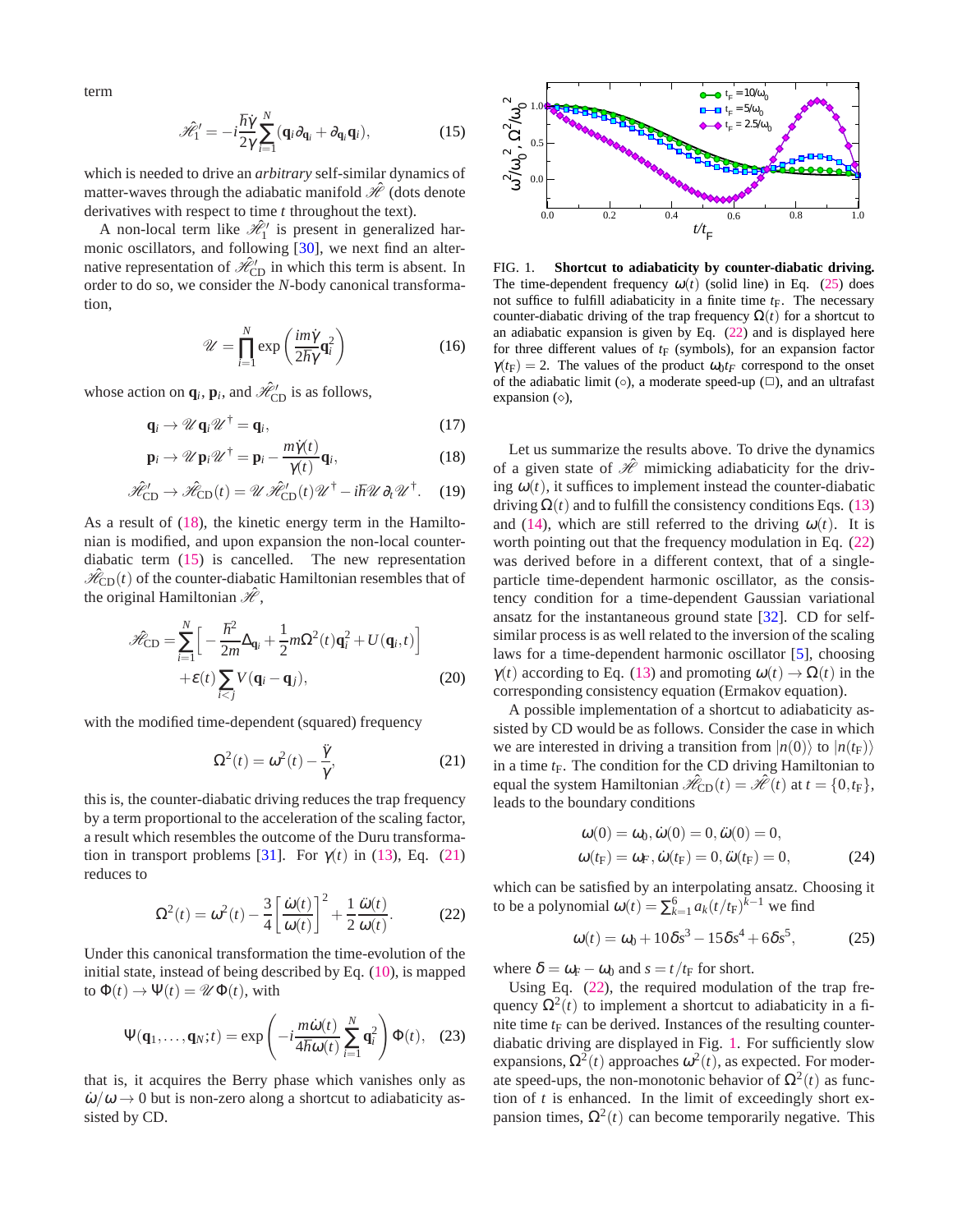term

$$\hat{\mathscr{H}}_1' = -i\frac{\hbar\dot{\gamma}}{2\gamma}\sum_{i=1}^{N}(\mathbf{q}_i\partial_{\mathbf{q}_i} + \partial_{\mathbf{q}_i}\mathbf{q}_i), \tag{15}$$

which is needed to drive an *arbitrary* self-similar dynamics of matter-waves through the adiabatic manifold $\hat{\mathscr{H}}$ (dots denote derivatives with respect to time $t$ throughout the text).

A non-local term like $\hat{\mathscr{H}}_1'$ is present in generalized harmonic oscillators, and following [30], we next find an alternative representation of $\hat{\mathscr{H}}_{\rm CD}'$ in which this term is absent. In order to do so, we consider the $N$-body canonical transformation,

$$\mathscr{U} = \prod_{i=1}^{N}\exp\left(\frac{im\dot{\gamma}}{2\hbar\gamma}\mathbf{q}_i^2\right) \tag{16}$$

whose action on $\mathbf{q}_i$, $\mathbf{p}_i$, and $\hat{\mathscr{H}}_{\rm CD}'$ is as follows,

$$\mathbf{q}_i \to \mathscr{U}\mathbf{q}_i\mathscr{U}^\dagger = \mathbf{q}_i, \tag{17}$$

$$\mathbf{p}_i \to \mathscr{U}\mathbf{p}_i\mathscr{U}^\dagger = \mathbf{p}_i - \frac{m\dot{\gamma}(t)}{\gamma(t)}\mathbf{q}_i, \tag{18}$$

$$\hat{\mathscr{H}}_{\rm CD}' \to \hat{\mathscr{H}}_{\rm CD}(t) = \mathscr{U}\hat{\mathscr{H}}_{\rm CD}'(t)\mathscr{U}^\dagger - i\hbar\mathscr{U}\partial_t\mathscr{U}^\dagger. \tag{19}$$

As a result of (18), the kinetic energy term in the Hamiltonian is modified, and upon expansion the non-local counter-diabatic term (15) is cancelled. The new representation $\hat{\mathscr{H}}_{\rm CD}(t)$ of the counter-diabatic Hamiltonian resembles that of the original Hamiltonian $\hat{\mathscr{H}}$,

$$\hat{\mathscr{H}}_{\rm CD} = \sum_{i=1}^{N}\Big[-\frac{\hbar^2}{2m}\Delta_{\mathbf{q}_i} + \frac{1}{2}m\Omega^2(t)\mathbf{q}_i^2 + U(\mathbf{q}_i,t)\Big] + \varepsilon(t)\sum_{i<j}V(\mathbf{q}_i - \mathbf{q}_j), \tag{20}$$

with the modified time-dependent (squared) frequency

$$\Omega^2(t) = \omega^2(t) - \frac{\ddot{\gamma}}{\gamma}, \tag{21}$$

this is, the counter-diabatic driving reduces the trap frequency by a term proportional to the acceleration of the scaling factor, a result which resembles the outcome of the Duru transformation in transport problems [31]. For $\gamma(t)$ in (13), Eq. (21) reduces to

$$\Omega^2(t) = \omega^2(t) - \frac{3}{4}\left[\frac{\dot{\omega}(t)}{\omega(t)}\right]^2 + \frac{1}{2}\frac{\ddot{\omega}(t)}{\omega(t)}. \tag{22}$$

Under this canonical transformation the time-evolution of the initial state, instead of being described by Eq. (10), is mapped to $\Phi(t) \to \Psi(t) = \mathscr{U}\Phi(t)$, with

$$\Psi(\mathbf{q}_1,\dots,\mathbf{q}_N;t) = \exp\left(-i\frac{m\dot{\omega}(t)}{4\hbar\omega(t)}\sum_{i=1}^{N}\mathbf{q}_i^2\right)\Phi(t), \tag{23}$$

that is, it acquires the Berry phase which vanishes only as $\dot{\omega}/\omega \to 0$ but is non-zero along a shortcut to adiabaticity assisted by CD.

FIG. 1. **Shortcut to adiabaticity by counter-diabatic driving.** The time-dependent frequency $\omega(t)$ (solid line) in Eq. (25) does not suffice to fulfill adiabaticity in a finite time $t_{\rm F}$. The necessary counter-diabatic driving of the trap frequency $\Omega(t)$ for a shortcut to an adiabatic expansion is given by Eq. (22) and is displayed here for three different values of $t_{\rm F}$ (symbols), for an expansion factor $\gamma(t_{\rm F}) = 2$. The values of the product $\omega_0 t_F$ correspond to the onset of the adiabatic limit ($\circ$), a moderate speed-up ($\square$), and an ultrafast expansion ($\diamond$),

Let us summarize the results above. To drive the dynamics of a given state of $\hat{\mathscr{H}}$ mimicking adiabaticity for the driving $\omega(t)$, it suffices to implement instead the counter-diabatic driving $\Omega(t)$ and to fulfill the consistency conditions Eqs. (13) and (14), which are still referred to the driving $\omega(t)$. It is worth pointing out that the frequency modulation in Eq. (22) was derived before in a different context, that of a single-particle time-dependent harmonic oscillator, as the consistency condition for a time-dependent Gaussian variational ansatz for the instantaneous ground state [32]. CD for self-similar process is as well related to the inversion of the scaling laws for a time-dependent harmonic oscillator [5], choosing $\gamma(t)$ according to Eq. (13) and promoting $\omega(t) \to \Omega(t)$ in the corresponding consistency equation (Ermakov equation).

A possible implementation of a shortcut to adiabaticity assisted by CD would be as follows. Consider the case in which we are interested in driving a transition from $|n(0)\rangle$ to $|n(t_{\rm F})\rangle$ in a time $t_{\rm F}$. The condition for the CD driving Hamiltonian to equal the system Hamiltonian $\hat{\mathscr{H}}_{\rm CD}(t) = \hat{\mathscr{H}}(t)$ at $t = \{0, t_{\rm F}\}$, leads to the boundary conditions

$$\omega(0) = \omega_0, \dot{\omega}(0) = 0, \ddot{\omega}(0) = 0,$$
$$\omega(t_{\rm F}) = \omega_F, \dot{\omega}(t_{\rm F}) = 0, \ddot{\omega}(t_{\rm F}) = 0, \tag{24}$$

which can be satisfied by an interpolating ansatz. Choosing it to be a polynomial $\omega(t) = \sum_{k=1}^{6} a_k(t/t_{\rm F})^{k-1}$ we find

$$\omega(t) = \omega_0 + 10\delta s^3 - 15\delta s^4 + 6\delta s^5, \tag{25}$$

where $\delta = \omega_F - \omega_0$ and $s = t/t_{\rm F}$ for short.

Using Eq. (22), the required modulation of the trap frequency $\Omega^2(t)$ to implement a shortcut to adiabaticity in a finite time $t_{\rm F}$ can be derived. Instances of the resulting counter-diabatic driving are displayed in Fig. 1. For sufficiently slow expansions, $\Omega^2(t)$ approaches $\omega^2(t)$, as expected. For moderate speed-ups, the non-monotonic behavior of $\Omega^2(t)$ as function of $t$ is enhanced. In the limit of exceedingly short expansion times, $\Omega^2(t)$ can become temporarily negative. This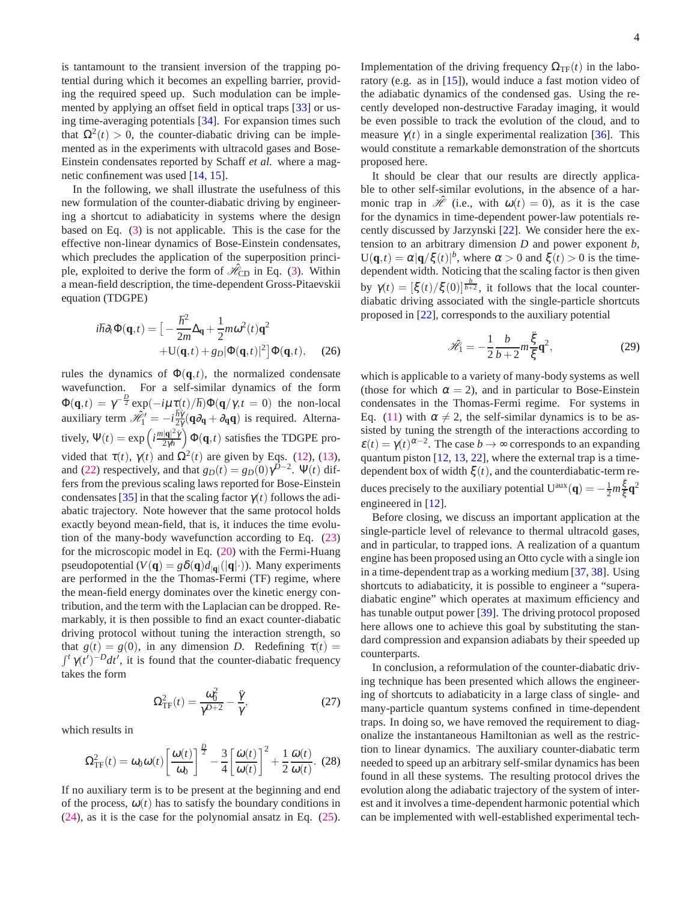is tantamount to the transient inversion of the trapping potential during which it becomes an expelling barrier, providing the required speed up. Such modulation can be implemented by applying an offset field in optical traps [33] or using time-averaging potentials [34]. For expansion times such that $\Omega^2(t) > 0$, the counter-diabatic driving can be implemented as in the experiments with ultracold gases and Bose-Einstein condensates reported by Schaff *et al.* where a magnetic confinement was used [14, 15].

In the following, we shall illustrate the usefulness of this new formulation of the counter-diabatic driving by engineering a shortcut to adiabaticity in systems where the design based on Eq. (3) is not applicable. This is the case for the effective non-linear dynamics of Bose-Einstein condensates, which precludes the application of the superposition principle, exploited to derive the form of $\hat{\mathscr{H}}_{\rm CD}$ in Eq. (3). Within a mean-field description, the time-dependent Gross-Pitaevskii equation (TDGPE)

$$
\begin{aligned}
i\hbar\partial_t\Phi(\mathbf{q},t) = \big[ -\frac{\hbar^2}{2m}\Delta_{\mathbf{q}} + \frac{1}{2}m\omega^2(t)\mathbf{q}^2 \\
+ \mathrm{U}(\mathbf{q},t) + g_D|\Phi(\mathbf{q},t)|^2\big]\Phi(\mathbf{q},t), \quad (26)
\end{aligned}
$$

rules the dynamics of $\Phi(\mathbf{q},t)$, the normalized condensate wavefunction. For a self-similar dynamics of the form $\Phi(\mathbf{q},t) = \gamma^{-\frac{D}{2}}\exp(-i\mu\tau(t)/\hbar)\Phi(\mathbf{q}/\gamma,t=0)$ the non-local auxiliary term $\hat{\mathscr{H}}_1' = -i\frac{\hbar\dot{\gamma}}{2\gamma}(\mathbf{q}\partial_{\mathbf{q}}+\partial_{\mathbf{q}}\mathbf{q})$ is required. Alternatively, $\Psi(t) = \exp\left(i\frac{m|\mathbf{q}|^2\dot{\gamma}}{2\gamma\hbar}\right)\Phi(\mathbf{q},t)$ satisfies the TDGPE provided that $\tau(t)$, $\gamma(t)$ and $\Omega^2(t)$ are given by Eqs. (12), (13), and (22) respectively, and that $g_D(t) = g_D(0)\gamma^{D-2}$. $\Psi(t)$ differs from the previous scaling laws reported for Bose-Einstein condensates [35] in that the scaling factor $\gamma(t)$ follows the adiabatic trajectory. Note however that the same protocol holds exactly beyond mean-field, that is, it induces the time evolution of the many-body wavefunction according to Eq. (23) for the microscopic model in Eq. (20) with the Fermi-Huang pseudopotential ($V(\mathbf{q}) = g\delta(\mathbf{q})d_{|\mathbf{q}|}(|\mathbf{q}|\cdot)$). Many experiments are performed in the the Thomas-Fermi (TF) regime, where the mean-field energy dominates over the kinetic energy contribution, and the term with the Laplacian can be dropped. Remarkably, it is then possible to find an exact counter-diabatic driving protocol without tuning the interaction strength, so that $g(t) = g(0)$, in any dimension $D$. Redefining $\tau(t) = \int^t \gamma(t')^{-D}dt'$, it is found that the counter-diabatic frequency takes the form

$$
\Omega_{\rm TF}^2(t) = \frac{\omega_0^2}{\gamma^{D+2}} - \frac{\ddot{\gamma}}{\gamma}, \quad (27)
$$

which results in

$$
\Omega_{\rm TF}^2(t) = \omega_0\omega(t)\left[\frac{\omega(t)}{\omega_0}\right]^{\frac{D}{2}} - \frac{3}{4}\left[\frac{\dot{\omega}(t)}{\omega(t)}\right]^2 + \frac{1}{2}\frac{\ddot{\omega}(t)}{\omega(t)}. \quad (28)
$$

If no auxiliary term is to be present at the beginning and end of the process, $\omega(t)$ has to satisfy the boundary conditions in (24), as it is the case for the polynomial ansatz in Eq. (25).

Implementation of the driving frequency $\Omega_{\rm TF}(t)$ in the laboratory (e.g. as in [15]), would induce a fast motion video of the adiabatic dynamics of the condensed gas. Using the recently developed non-destructive Faraday imaging, it would be even possible to track the evolution of the cloud, and to measure $\gamma(t)$ in a single experimental realization [36]. This would constitute a remarkable demonstration of the shortcuts proposed here.

It should be clear that our results are directly applicable to other self-similar evolutions, in the absence of a harmonic trap in $\hat{\mathscr{H}}$ (i.e., with $\omega(t) = 0$), as it is the case for the dynamics in time-dependent power-law potentials recently discussed by Jarzynski [22]. We consider here the extension to an arbitrary dimension $D$ and power exponent $b$, $\mathrm{U}(\mathbf{q},t) = \alpha|\mathbf{q}/\xi(t)|^b$, where $\alpha > 0$ and $\xi(t) > 0$ is the time-dependent width. Noticing that the scaling factor is then given by $\gamma(t) = [\xi(t)/\xi(0)]^{\frac{b}{b+2}}$, it follows that the local counter-diabatic driving associated with the single-particle shortcuts proposed in [22], corresponds to the auxiliary potential

$$
\hat{\mathscr{H}}_1 = -\frac{1}{2}\frac{b}{b+2}m\frac{\ddot{\xi}}{\xi}\mathbf{q}^2, \quad (29)
$$

which is applicable to a variety of many-body systems as well (those for which $\alpha = 2$), and in particular to Bose-Einstein condensates in the Thomas-Fermi regime. For systems in Eq. (11) with $\alpha \neq 2$, the self-similar dynamics is to be assisted by tuning the strength of the interactions according to $\epsilon(t) = \gamma(t)^{\alpha-2}$. The case $b \to \infty$ corresponds to an expanding quantum piston [12, 13, 22], where the external trap is a time-dependent box of width $\xi(t)$, and the counterdiabatic-term reduces precisely to the auxiliary potential $\mathrm{U}^{\rm aux}(\mathbf{q}) = -\frac{1}{2}m\frac{\ddot{\xi}}{\xi}\mathbf{q}^2$ engineered in [12].

Before closing, we discuss an important application at the single-particle level of relevance to thermal ultracold gases, and in particular, to trapped ions. A realization of a quantum engine has been proposed using an Otto cycle with a single ion in a time-dependent trap as a working medium [37, 38]. Using shortcuts to adiabaticity, it is possible to engineer a "superadiabatic engine" which operates at maximum efficiency and has tunable output power [39]. The driving protocol proposed here allows one to achieve this goal by substituting the standard compression and expansion adiabats by their speeded up counterparts.

In conclusion, a reformulation of the counter-diabatic driving technique has been presented which allows the engineering of shortcuts to adiabaticity in a large class of single- and many-particle quantum systems confined in time-dependent traps. In doing so, we have removed the requirement to diagonalize the instantaneous Hamiltonian as well as the restriction to linear dynamics. The auxiliary counter-diabatic term needed to speed up an arbitrary self-smilar dynamics has been found in all these systems. The resulting protocol drives the evolution along the adiabatic trajectory of the system of interest and it involves a time-dependent harmonic potential which can be implemented with well-established experimental tech-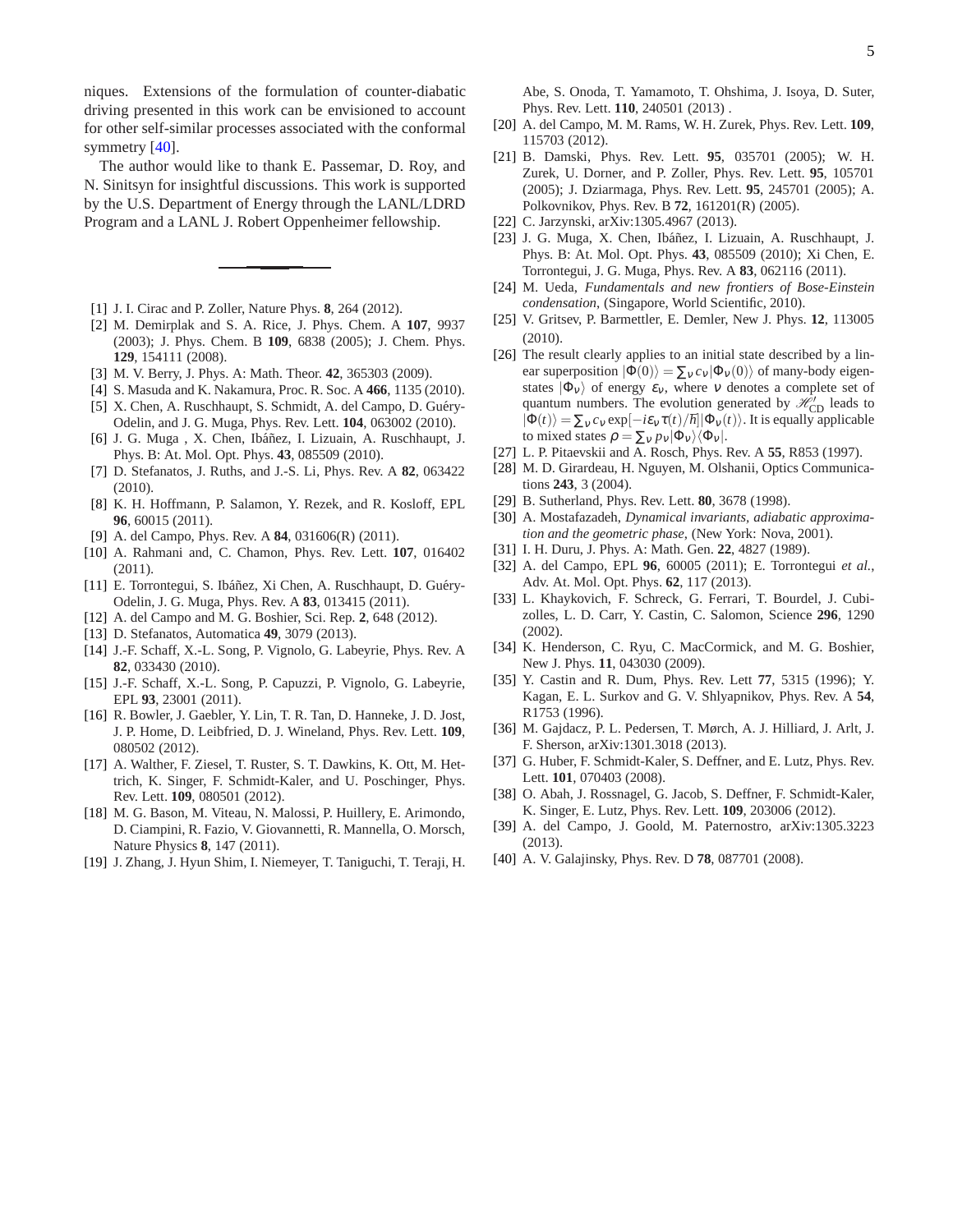niques. Extensions of the formulation of counter-diabatic driving presented in this work can be envisioned to account for other self-similar processes associated with the conformal symmetry [40].

The author would like to thank E. Passemar, D. Roy, and N. Sinitsyn for insightful discussions. This work is supported by the U.S. Department of Energy through the LANL/LDRD Program and a LANL J. Robert Oppenheimer fellowship.

---

- [1] J. I. Cirac and P. Zoller, Nature Phys. **8**, 264 (2012).
- [2] M. Demirplak and S. A. Rice, J. Phys. Chem. A **107**, 9937 (2003); J. Phys. Chem. B **109**, 6838 (2005); J. Chem. Phys. **129**, 154111 (2008).
- [3] M. V. Berry, J. Phys. A: Math. Theor. **42**, 365303 (2009).
- [4] S. Masuda and K. Nakamura, Proc. R. Soc. A **466**, 1135 (2010).
- [5] X. Chen, A. Ruschhaupt, S. Schmidt, A. del Campo, D. Guéry-Odelin, and J. G. Muga, Phys. Rev. Lett. **104**, 063002 (2010).
- [6] J. G. Muga , X. Chen, Ibáñez, I. Lizuain, A. Ruschhaupt, J. Phys. B: At. Mol. Opt. Phys. **43**, 085509 (2010).
- [7] D. Stefanatos, J. Ruths, and J.-S. Li, Phys. Rev. A **82**, 063422 (2010).
- [8] K. H. Hoffmann, P. Salamon, Y. Rezek, and R. Kosloff, EPL **96**, 60015 (2011).
- [9] A. del Campo, Phys. Rev. A **84**, 031606(R) (2011).
- [10] A. Rahmani and, C. Chamon, Phys. Rev. Lett. **107**, 016402 (2011).
- [11] E. Torrontegui, S. Ibáñez, Xi Chen, A. Ruschhaupt, D. Guéry-Odelin, J. G. Muga, Phys. Rev. A **83**, 013415 (2011).
- [12] A. del Campo and M. G. Boshier, Sci. Rep. **2**, 648 (2012).
- [13] D. Stefanatos, Automatica **49**, 3079 (2013).
- [14] J.-F. Schaff, X.-L. Song, P. Vignolo, G. Labeyrie, Phys. Rev. A **82**, 033430 (2010).
- [15] J.-F. Schaff, X.-L. Song, P. Capuzzi, P. Vignolo, G. Labeyrie, EPL **93**, 23001 (2011).
- [16] R. Bowler, J. Gaebler, Y. Lin, T. R. Tan, D. Hanneke, J. D. Jost, J. P. Home, D. Leibfried, D. J. Wineland, Phys. Rev. Lett. **109**, 080502 (2012).
- [17] A. Walther, F. Ziesel, T. Ruster, S. T. Dawkins, K. Ott, M. Hettrich, K. Singer, F. Schmidt-Kaler, and U. Poschinger, Phys. Rev. Lett. **109**, 080501 (2012).
- [18] M. G. Bason, M. Viteau, N. Malossi, P. Huillery, E. Arimondo, D. Ciampini, R. Fazio, V. Giovannetti, R. Mannella, O. Morsch, Nature Physics **8**, 147 (2011).
- [19] J. Zhang, J. Hyun Shim, I. Niemeyer, T. Taniguchi, T. Teraji, H. Abe, S. Onoda, T. Yamamoto, T. Ohshima, J. Isoya, D. Suter, Phys. Rev. Lett. **110**, 240501 (2013) .
- [20] A. del Campo, M. M. Rams, W. H. Zurek, Phys. Rev. Lett. **109**, 115703 (2012).
- [21] B. Damski, Phys. Rev. Lett. **95**, 035701 (2005); W. H. Zurek, U. Dorner, and P. Zoller, Phys. Rev. Lett. **95**, 105701 (2005); J. Dziarmaga, Phys. Rev. Lett. **95**, 245701 (2005); A. Polkovnikov, Phys. Rev. B **72**, 161201(R) (2005).
- [22] C. Jarzynski, arXiv:1305.4967 (2013).
- [23] J. G. Muga, X. Chen, Ibáñez, I. Lizuain, A. Ruschhaupt, J. Phys. B: At. Mol. Opt. Phys. **43**, 085509 (2010); Xi Chen, E. Torrontegui, J. G. Muga, Phys. Rev. A **83**, 062116 (2011).
- [24] M. Ueda, *Fundamentals and new frontiers of Bose-Einstein condensation*, (Singapore, World Scientific, 2010).
- [25] V. Gritsev, P. Barmettler, E. Demler, New J. Phys. **12**, 113005 (2010).
- [26] The result clearly applies to an initial state described by a linear superposition $|\Phi(0)\rangle=\sum_\nu c_\nu|\Phi_\nu(0)\rangle$ of many-body eigenstates $|\Phi_\nu\rangle$ of energy $\varepsilon_\nu$, where $\nu$ denotes a complete set of quantum numbers. The evolution generated by $\mathscr{H}_{\rm CD}'$ leads to $|\Phi(t)\rangle=\sum_\nu c_\nu\exp[-i\varepsilon_\nu\tau(t)/\hbar]|\Phi_\nu(t)\rangle$. It is equally applicable to mixed states $\rho=\sum_\nu p_\nu|\Phi_\nu\rangle\langle\Phi_\nu|$.
- [27] L. P. Pitaevskii and A. Rosch, Phys. Rev. A **55**, R853 (1997).
- [28] M. D. Girardeau, H. Nguyen, M. Olshanii, Optics Communications **243**, 3 (2004).
- [29] B. Sutherland, Phys. Rev. Lett. **80**, 3678 (1998).
- [30] A. Mostafazadeh, *Dynamical invariants, adiabatic approximation and the geometric phase*, (New York: Nova, 2001).
- [31] I. H. Duru, J. Phys. A: Math. Gen. **22**, 4827 (1989).
- [32] A. del Campo, EPL **96**, 60005 (2011); E. Torrontegui *et al.*, Adv. At. Mol. Opt. Phys. **62**, 117 (2013).
- [33] L. Khaykovich, F. Schreck, G. Ferrari, T. Bourdel, J. Cubizolles, L. D. Carr, Y. Castin, C. Salomon, Science **296**, 1290 (2002).
- [34] K. Henderson, C. Ryu, C. MacCormick, and M. G. Boshier, New J. Phys. **11**, 043030 (2009).
- [35] Y. Castin and R. Dum, Phys. Rev. Lett **77**, 5315 (1996); Y. Kagan, E. L. Surkov and G. V. Shlyapnikov, Phys. Rev. A **54**, R1753 (1996).
- [36] M. Gajdacz, P. L. Pedersen, T. Mørch, A. J. Hilliard, J. Arlt, J. F. Sherson, arXiv:1301.3018 (2013).
- [37] G. Huber, F. Schmidt-Kaler, S. Deffner, and E. Lutz, Phys. Rev. Lett. **101**, 070403 (2008).
- [38] O. Abah, J. Rossnagel, G. Jacob, S. Deffner, F. Schmidt-Kaler, K. Singer, E. Lutz, Phys. Rev. Lett. **109**, 203006 (2012).
- [39] A. del Campo, J. Goold, M. Paternostro, arXiv:1305.3223 (2013).
- [40] A. V. Galajinsky, Phys. Rev. D **78**, 087701 (2008).